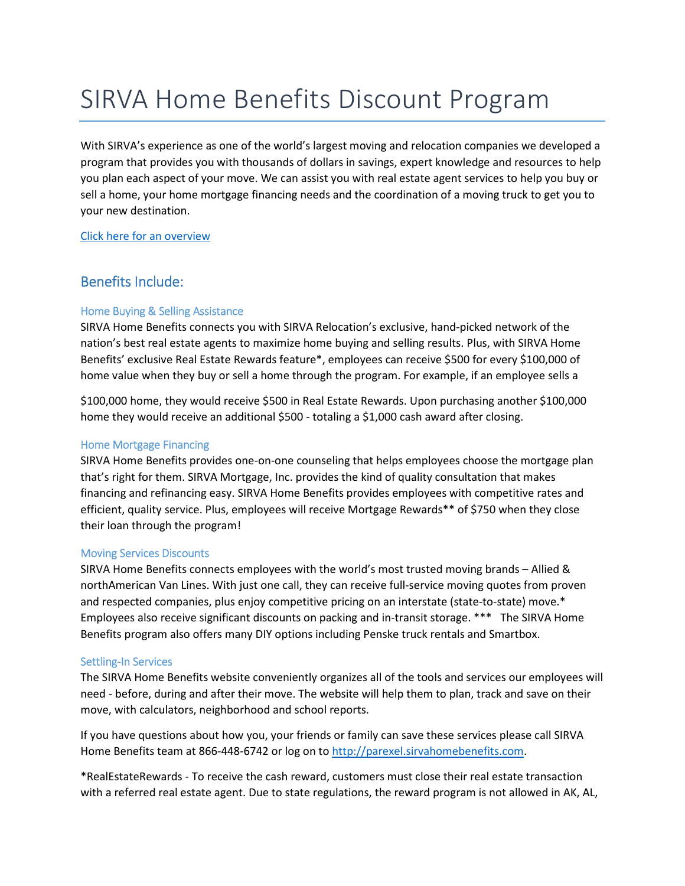# SIRVA Home Benefits Discount Program

With SIRVA's experience as one of the world's largest moving and relocation companies we developed a program that provides you with thousands of dollars in savings, expert knowledge and resources to help you plan each aspect of your move. We can assist you with real estate agent services to help you buy or sell a home, your home mortgage financing needs and the coordination of a moving truck to get you to your new destination.

[Click here for an overview]

## Benefits Include:

### Home Buying & Selling Assistance

SIRVA Home Benefits connects you with SIRVA Relocation's exclusive, hand-picked network of the nation's best real estate agents to maximize home buying and selling results. Plus, with SIRVA Home Benefits' exclusive Real Estate Rewards feature*, employees can receive $500 for every $100,000 of home value when they buy or sell a home through the program. For example, if an employee sells a $100,000 home, they would receive $500 in Real Estate Rewards. Upon purchasing another $100,000 home they would receive an additional $500 - totaling a $1,000 cash award after closing.

### Home Mortgage Financing

SIRVA Home Benefits provides one-on-one counseling that helps employees choose the mortgage plan that's right for them. SIRVA Mortgage, Inc. provides the kind of quality consultation that makes financing and refinancing easy. SIRVA Home Benefits provides employees with competitive rates and efficient, quality service. Plus, employees will receive Mortgage Rewards** of $750 when they close their loan through the program!

### Moving Services Discounts

SIRVA Home Benefits connects employees with the world's most trusted moving brands – Allied & northAmerican Van Lines. With just one call, they can receive full-service moving quotes from proven and respected companies, plus enjoy competitive pricing on an interstate (state-to-state) move.* Employees also receive significant discounts on packing and in-transit storage. *** The SIRVA Home Benefits program also offers many DIY options including Penske truck rentals and Smartbox.

### Settling-In Services

The SIRVA Home Benefits website conveniently organizes all of the tools and services our employees will need - before, during and after their move. The website will help them to plan, track and save on their move, with calculators, neighborhood and school reports.

If you have questions about how you, your friends or family can save these services please call SIRVA Home Benefits team at 866-448-6742 or log on to http://parexel.sirvahomebenefits.com.

*RealEstateRewards - To receive the cash reward, customers must close their real estate transaction with a referred real estate agent. Due to state regulations, the reward program is not allowed in AK, AL,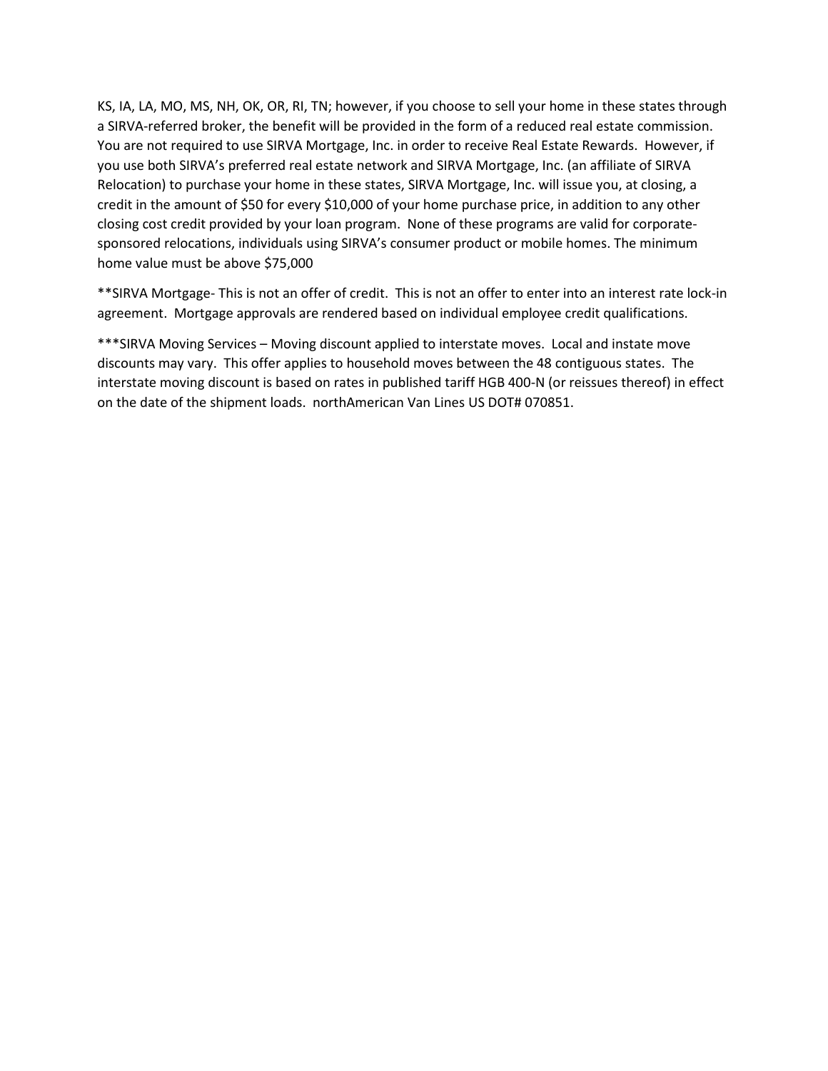KS, IA, LA, MO, MS, NH, OK, OR, RI, TN; however, if you choose to sell your home in these states through a SIRVA-referred broker, the benefit will be provided in the form of a reduced real estate commission. You are not required to use SIRVA Mortgage, Inc. in order to receive Real Estate Rewards. However, if you use both SIRVA's preferred real estate network and SIRVA Mortgage, Inc. (an affiliate of SIRVA Relocation) to purchase your home in these states, SIRVA Mortgage, Inc. will issue you, at closing, a credit in the amount of $50 for every $10,000 of your home purchase price, in addition to any other closing cost credit provided by your loan program. None of these programs are valid for corporate-sponsored relocations, individuals using SIRVA's consumer product or mobile homes. The minimum home value must be above $75,000

**SIRVA Mortgage- This is not an offer of credit. This is not an offer to enter into an interest rate lock-in agreement. Mortgage approvals are rendered based on individual employee credit qualifications.

***SIRVA Moving Services – Moving discount applied to interstate moves. Local and instate move discounts may vary. This offer applies to household moves between the 48 contiguous states. The interstate moving discount is based on rates in published tariff HGB 400-N (or reissues thereof) in effect on the date of the shipment loads. northAmerican Van Lines US DOT# 070851.